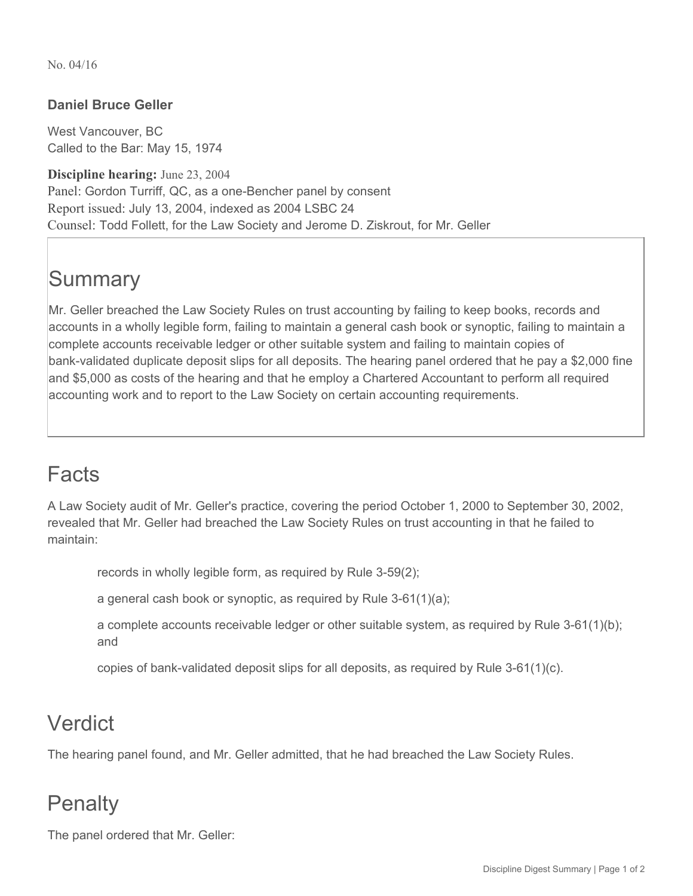No. 04/16

**Daniel Bruce Geller**

West Vancouver, BC
Called to the Bar: May 15, 1974

**Discipline hearing:** June 23, 2004
Panel: Gordon Turriff, QC, as a one-Bencher panel by consent
Report issued: July 13, 2004, indexed as 2004 LSBC 24
Counsel: Todd Follett, for the Law Society and Jerome D. Ziskrout, for Mr. Geller

## Summary

Mr. Geller breached the Law Society Rules on trust accounting by failing to keep books, records and accounts in a wholly legible form, failing to maintain a general cash book or synoptic, failing to maintain a complete accounts receivable ledger or other suitable system and failing to maintain copies of bank-validated duplicate deposit slips for all deposits. The hearing panel ordered that he pay a $2,000 fine and $5,000 as costs of the hearing and that he employ a Chartered Accountant to perform all required accounting work and to report to the Law Society on certain accounting requirements.

## Facts

A Law Society audit of Mr. Geller's practice, covering the period October 1, 2000 to September 30, 2002, revealed that Mr. Geller had breached the Law Society Rules on trust accounting in that he failed to maintain:

- records in wholly legible form, as required by Rule 3-59(2);
- a general cash book or synoptic, as required by Rule 3-61(1)(a);
- a complete accounts receivable ledger or other suitable system, as required by Rule 3-61(1)(b); and
- copies of bank-validated deposit slips for all deposits, as required by Rule 3-61(1)(c).

## Verdict

The hearing panel found, and Mr. Geller admitted, that he had breached the Law Society Rules.

## Penalty

The panel ordered that Mr. Geller: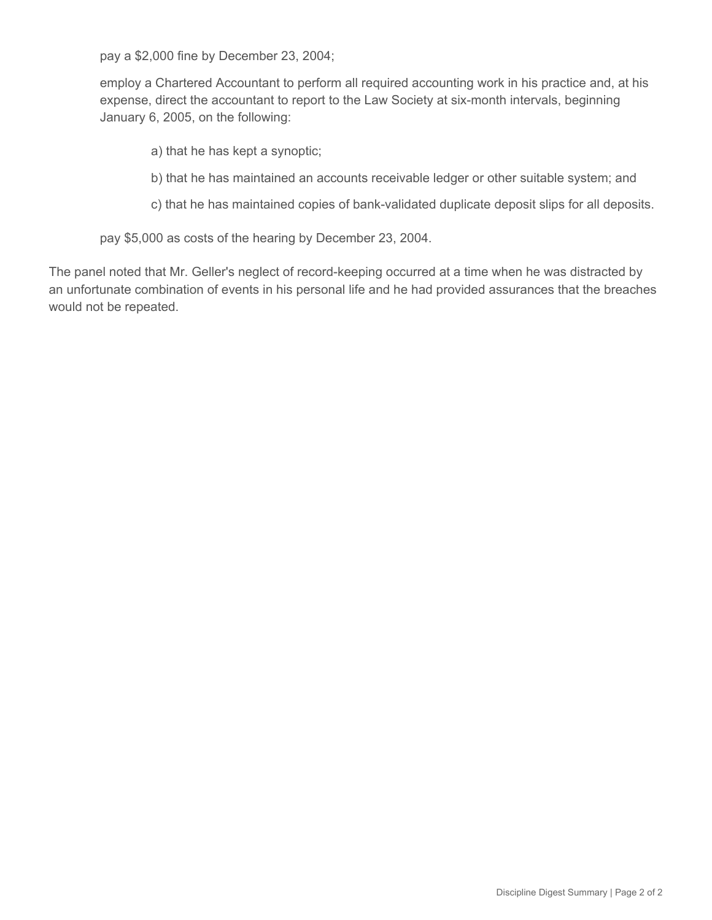- pay a $2,000 fine by December 23, 2004;
- employ a Chartered Accountant to perform all required accounting work in his practice and, at his expense, direct the accountant to report to the Law Society at six-month intervals, beginning January 6, 2005, on the following:
  - a) that he has kept a synoptic;
  - b) that he has maintained an accounts receivable ledger or other suitable system; and
  - c) that he has maintained copies of bank-validated duplicate deposit slips for all deposits.
- pay $5,000 as costs of the hearing by December 23, 2004.

The panel noted that Mr. Geller's neglect of record-keeping occurred at a time when he was distracted by an unfortunate combination of events in his personal life and he had provided assurances that the breaches would not be repeated.